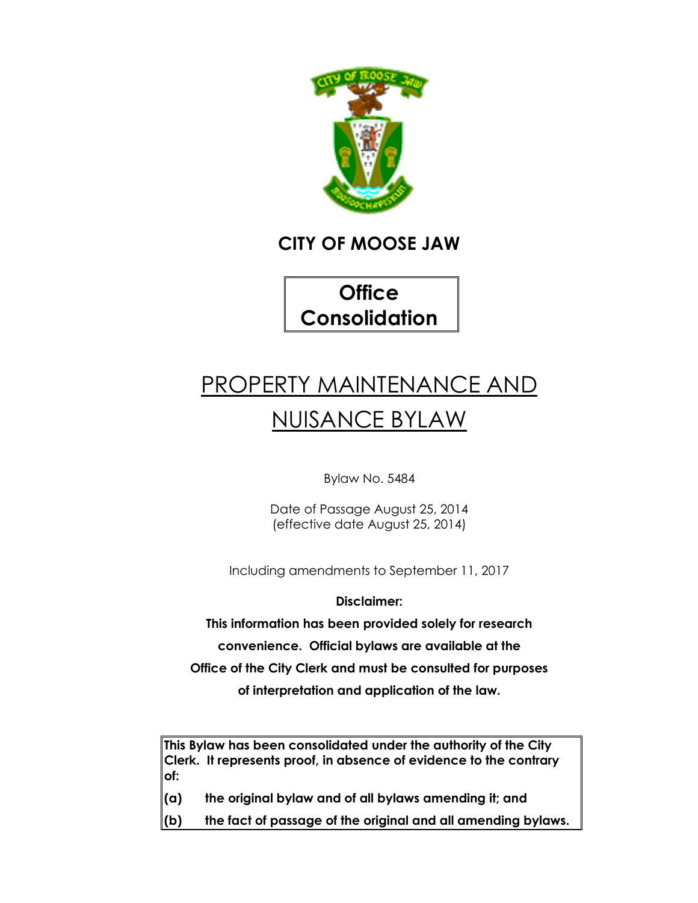# CITY OF MOOSE JAW

**Office Consolidation**

# PROPERTY MAINTENANCE AND NUISANCE BYLAW

Bylaw No. 5484

Date of Passage August 25, 2014
(effective date August 25, 2014)

Including amendments to September 11, 2017

**Disclaimer:**

**This information has been provided solely for research convenience. Official bylaws are available at the Office of the City Clerk and must be consulted for purposes of interpretation and application of the law.**

**This Bylaw has been consolidated under the authority of the City Clerk. It represents proof, in absence of evidence to the contrary of:**

**(a) the original bylaw and of all bylaws amending it; and**

**(b) the fact of passage of the original and all amending bylaws.**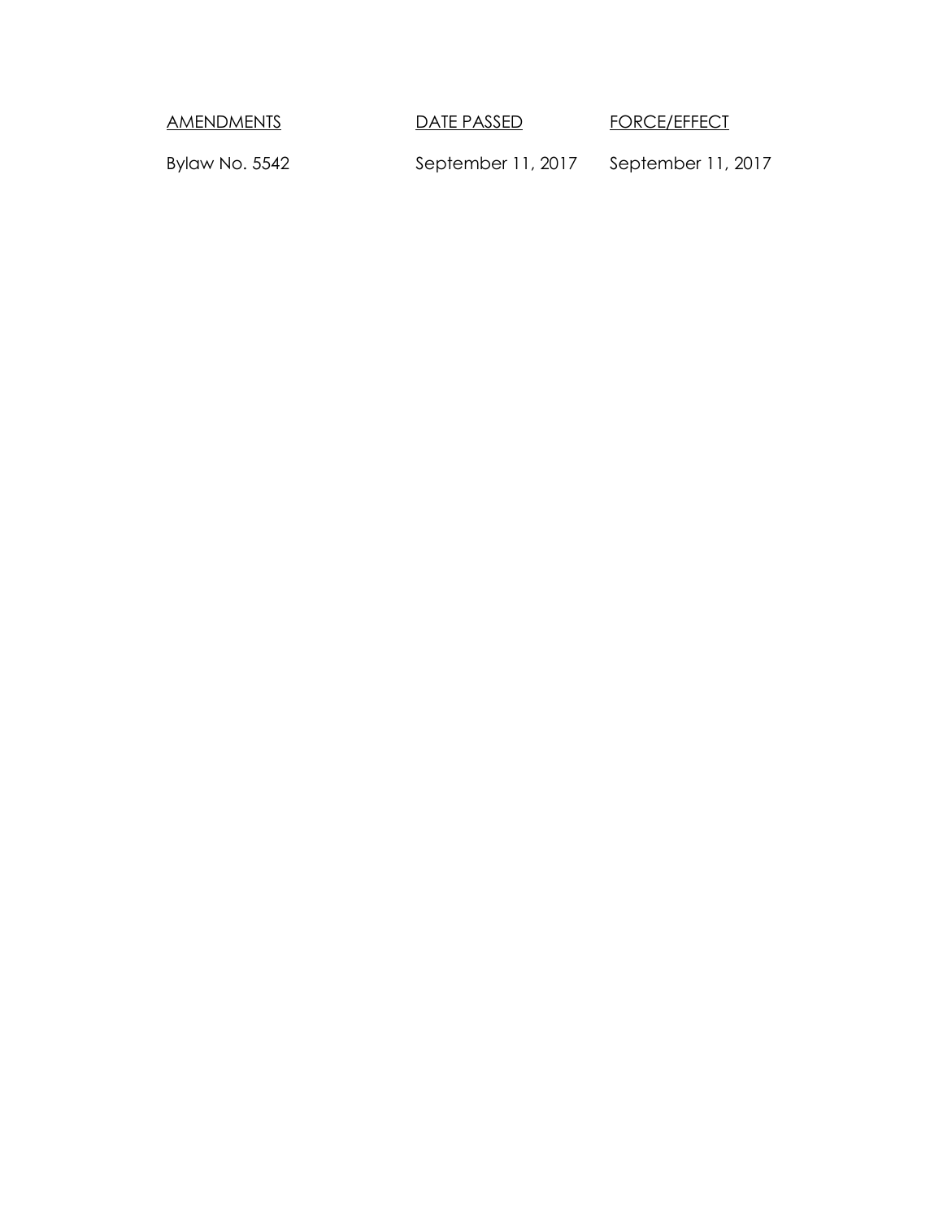| AMENDMENTS | DATE PASSED | FORCE/EFFECT |
| --- | --- | --- |
| Bylaw No. 5542 | September 11, 2017 | September 11, 2017 |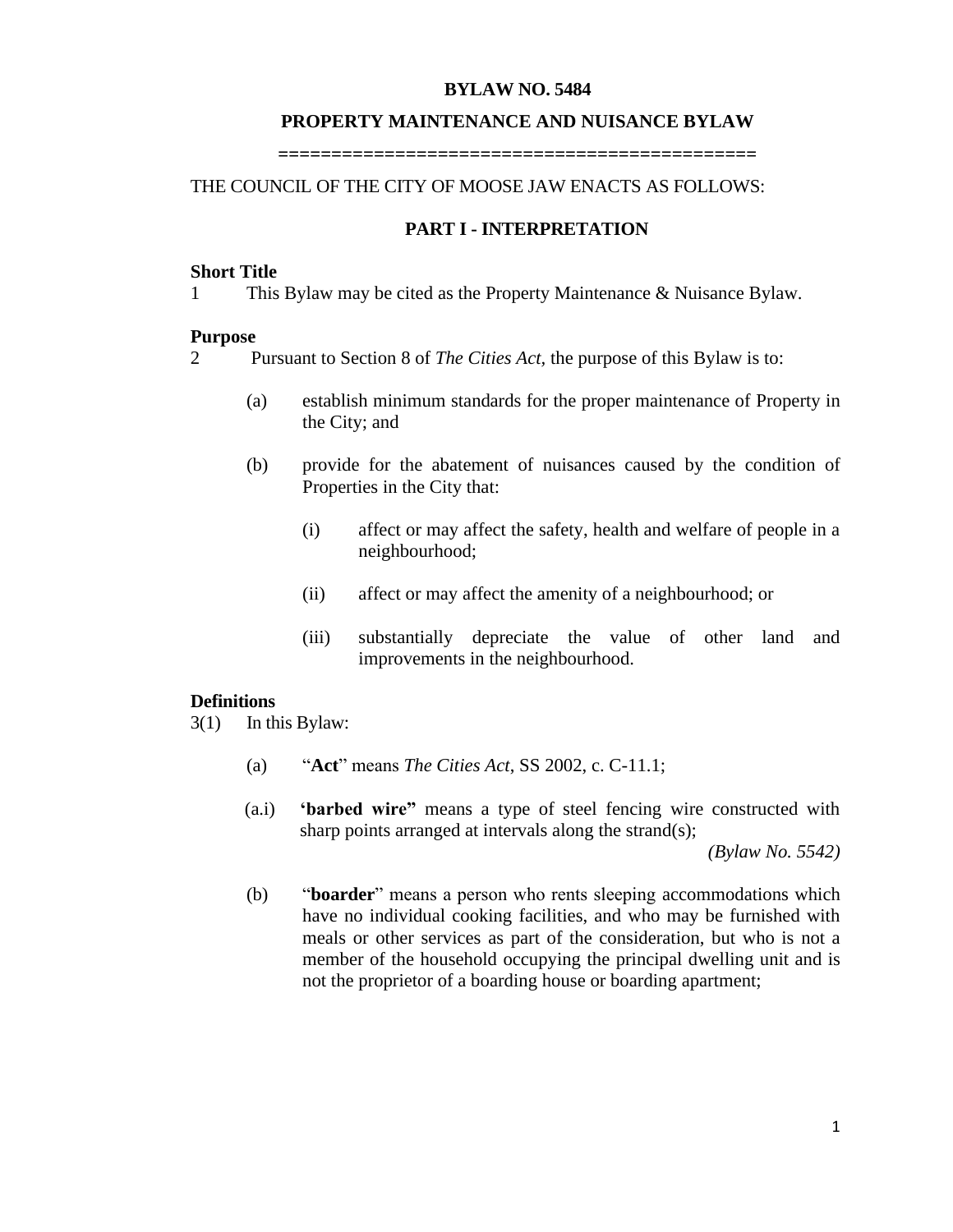# BYLAW NO. 5484

## PROPERTY MAINTENANCE AND NUISANCE BYLAW

============================================

THE COUNCIL OF THE CITY OF MOOSE JAW ENACTS AS FOLLOWS:

## PART I - INTERPRETATION

**Short Title**

1 This Bylaw may be cited as the Property Maintenance & Nuisance Bylaw.

**Purpose**

2 Pursuant to Section 8 of *The Cities Act*, the purpose of this Bylaw is to:

(a) establish minimum standards for the proper maintenance of Property in the City; and

(b) provide for the abatement of nuisances caused by the condition of Properties in the City that:

(i) affect or may affect the safety, health and welfare of people in a neighbourhood;

(ii) affect or may affect the amenity of a neighbourhood; or

(iii) substantially depreciate the value of other land and improvements in the neighbourhood.

**Definitions**

3(1) In this Bylaw:

(a) "**Act**" means *The Cities Act*, SS 2002, c. C-11.1;

(a.i) **'barbed wire"** means a type of steel fencing wire constructed with sharp points arranged at intervals along the strand(s);

*(Bylaw No. 5542)*

(b) "**boarder**" means a person who rents sleeping accommodations which have no individual cooking facilities, and who may be furnished with meals or other services as part of the consideration, but who is not a member of the household occupying the principal dwelling unit and is not the proprietor of a boarding house or boarding apartment;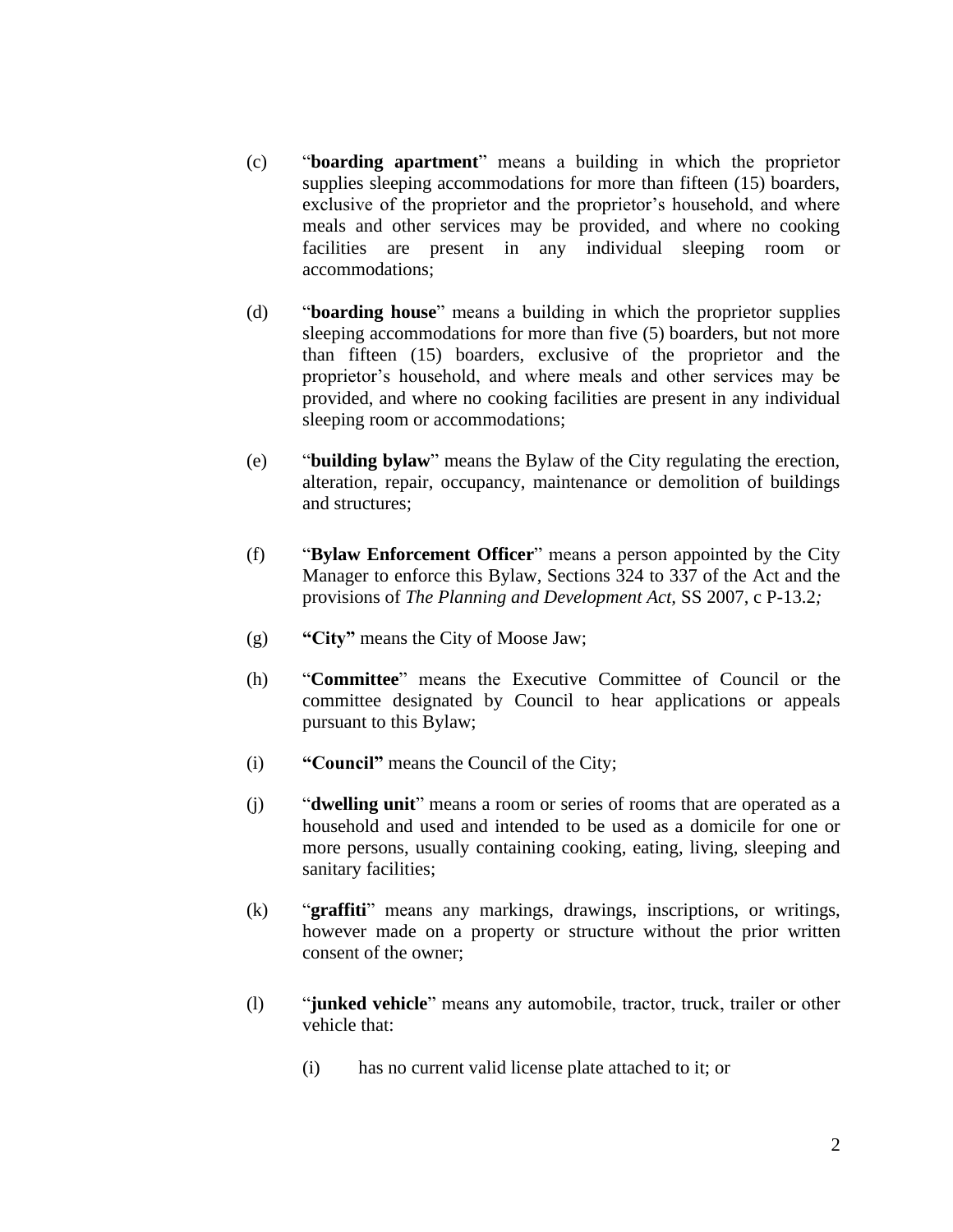(c) "**boarding apartment**" means a building in which the proprietor supplies sleeping accommodations for more than fifteen (15) boarders, exclusive of the proprietor and the proprietor's household, and where meals and other services may be provided, and where no cooking facilities are present in any individual sleeping room or accommodations;

(d) "**boarding house**" means a building in which the proprietor supplies sleeping accommodations for more than five (5) boarders, but not more than fifteen (15) boarders, exclusive of the proprietor and the proprietor's household, and where meals and other services may be provided, and where no cooking facilities are present in any individual sleeping room or accommodations;

(e) "**building bylaw**" means the Bylaw of the City regulating the erection, alteration, repair, occupancy, maintenance or demolition of buildings and structures;

(f) "**Bylaw Enforcement Officer**" means a person appointed by the City Manager to enforce this Bylaw, Sections 324 to 337 of the Act and the provisions of *The Planning and Development Act,* SS 2007, c P-13.2*;*

(g) **"City"** means the City of Moose Jaw;

(h) "**Committee**" means the Executive Committee of Council or the committee designated by Council to hear applications or appeals pursuant to this Bylaw;

(i) **"Council"** means the Council of the City;

(j) "**dwelling unit**" means a room or series of rooms that are operated as a household and used and intended to be used as a domicile for one or more persons, usually containing cooking, eating, living, sleeping and sanitary facilities;

(k) "**graffiti**" means any markings, drawings, inscriptions, or writings, however made on a property or structure without the prior written consent of the owner;

(l) "**junked vehicle**" means any automobile, tractor, truck, trailer or other vehicle that:

  (i) has no current valid license plate attached to it; or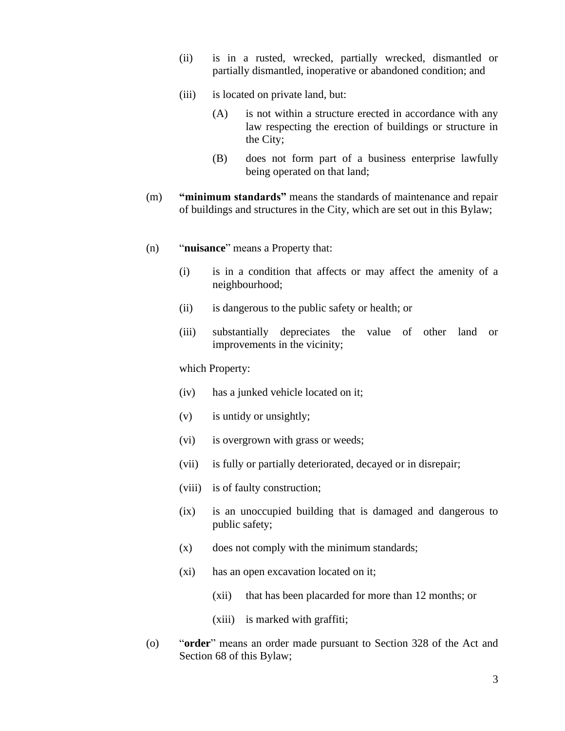(ii) is in a rusted, wrecked, partially wrecked, dismantled or partially dismantled, inoperative or abandoned condition; and

(iii) is located on private land, but:

(A) is not within a structure erected in accordance with any law respecting the erection of buildings or structure in the City;

(B) does not form part of a business enterprise lawfully being operated on that land;

(m) **"minimum standards"** means the standards of maintenance and repair of buildings and structures in the City, which are set out in this Bylaw;

(n) "**nuisance**" means a Property that:

(i) is in a condition that affects or may affect the amenity of a neighbourhood;

(ii) is dangerous to the public safety or health; or

(iii) substantially depreciates the value of other land or improvements in the vicinity;

which Property:

(iv) has a junked vehicle located on it;

(v) is untidy or unsightly;

(vi) is overgrown with grass or weeds;

(vii) is fully or partially deteriorated, decayed or in disrepair;

(viii) is of faulty construction;

(ix) is an unoccupied building that is damaged and dangerous to public safety;

(x) does not comply with the minimum standards;

(xi) has an open excavation located on it;

(xii) that has been placarded for more than 12 months; or

(xiii) is marked with graffiti;

(o) "**order**" means an order made pursuant to Section 328 of the Act and Section 68 of this Bylaw;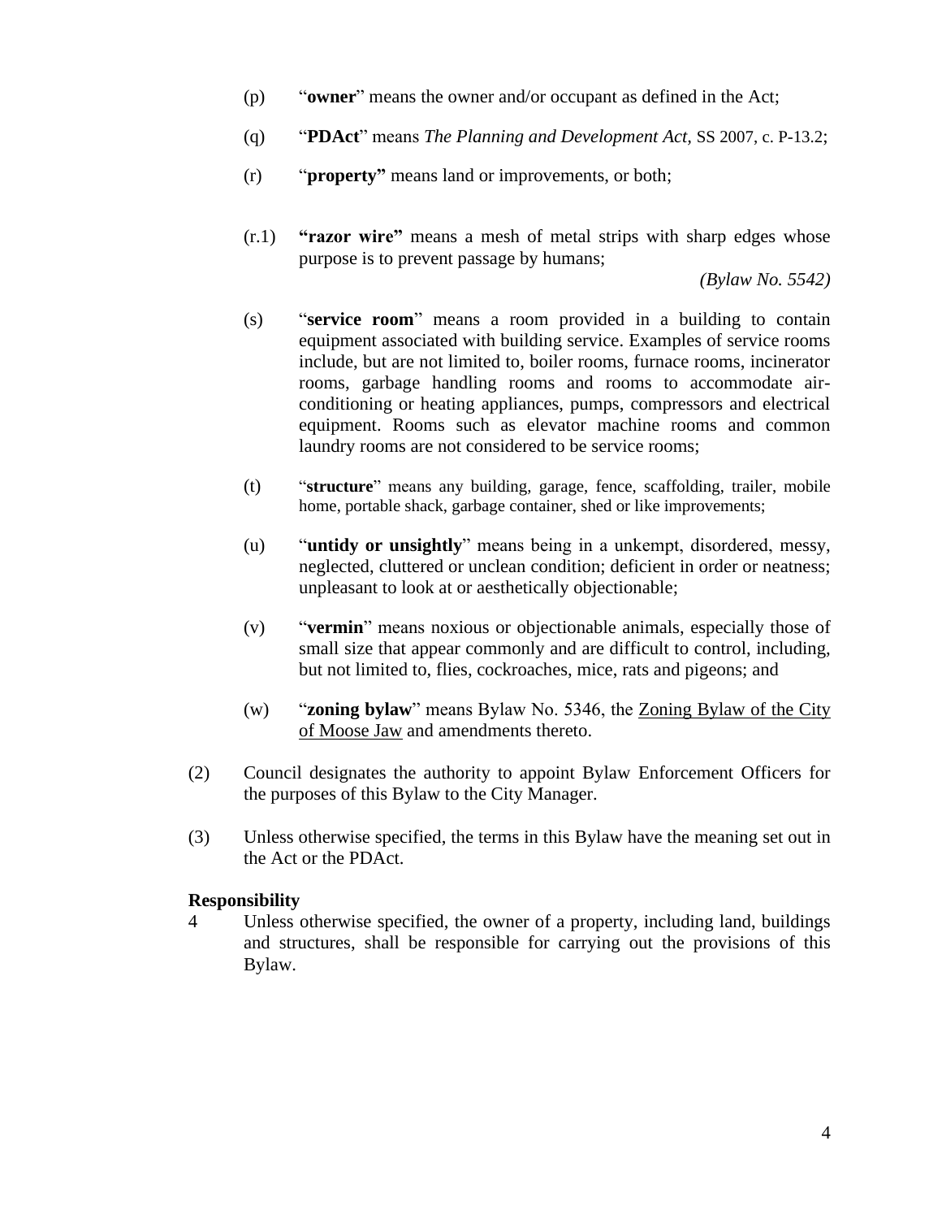(p) "**owner**" means the owner and/or occupant as defined in the Act;

(q) "**PDAct**" means *The Planning and Development Act*, SS 2007, c. P-13.2;

(r) "**property"** means land or improvements, or both;

(r.1) **"razor wire"** means a mesh of metal strips with sharp edges whose purpose is to prevent passage by humans;

*(Bylaw No. 5542)*

(s) "**service room**" means a room provided in a building to contain equipment associated with building service. Examples of service rooms include, but are not limited to, boiler rooms, furnace rooms, incinerator rooms, garbage handling rooms and rooms to accommodate air-conditioning or heating appliances, pumps, compressors and electrical equipment. Rooms such as elevator machine rooms and common laundry rooms are not considered to be service rooms;

(t) "**structure**" means any building, garage, fence, scaffolding, trailer, mobile home, portable shack, garbage container, shed or like improvements;

(u) "**untidy or unsightly**" means being in a unkempt, disordered, messy, neglected, cluttered or unclean condition; deficient in order or neatness; unpleasant to look at or aesthetically objectionable;

(v) "**vermin**" means noxious or objectionable animals, especially those of small size that appear commonly and are difficult to control, including, but not limited to, flies, cockroaches, mice, rats and pigeons; and

(w) "**zoning bylaw**" means Bylaw No. 5346, the Zoning Bylaw of the City of Moose Jaw and amendments thereto.

(2) Council designates the authority to appoint Bylaw Enforcement Officers for the purposes of this Bylaw to the City Manager.

(3) Unless otherwise specified, the terms in this Bylaw have the meaning set out in the Act or the PDAct.

**Responsibility**

4 Unless otherwise specified, the owner of a property, including land, buildings and structures, shall be responsible for carrying out the provisions of this Bylaw.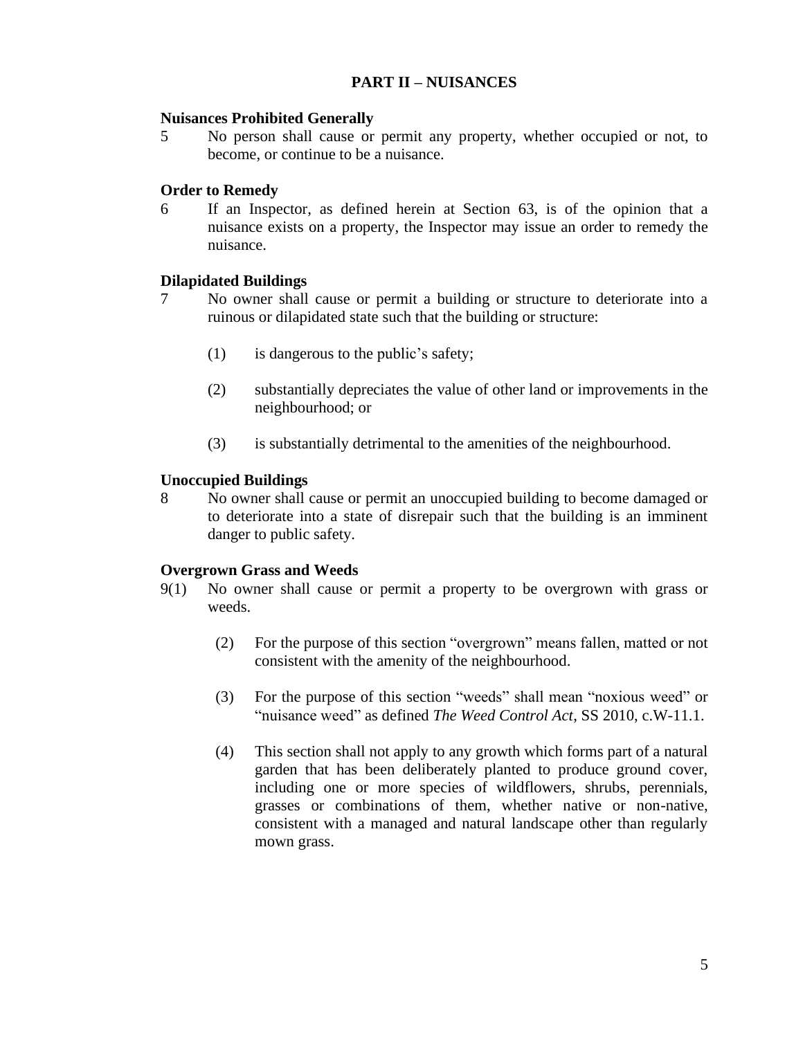## PART II – NUISANCES

**Nuisances Prohibited Generally**

5 No person shall cause or permit any property, whether occupied or not, to become, or continue to be a nuisance.

**Order to Remedy**

6 If an Inspector, as defined herein at Section 63, is of the opinion that a nuisance exists on a property, the Inspector may issue an order to remedy the nuisance.

**Dilapidated Buildings**

7 No owner shall cause or permit a building or structure to deteriorate into a ruinous or dilapidated state such that the building or structure:

(1) is dangerous to the public's safety;

(2) substantially depreciates the value of other land or improvements in the neighbourhood; or

(3) is substantially detrimental to the amenities of the neighbourhood.

**Unoccupied Buildings**

8 No owner shall cause or permit an unoccupied building to become damaged or to deteriorate into a state of disrepair such that the building is an imminent danger to public safety.

**Overgrown Grass and Weeds**

9(1) No owner shall cause or permit a property to be overgrown with grass or weeds.

(2) For the purpose of this section "overgrown" means fallen, matted or not consistent with the amenity of the neighbourhood.

(3) For the purpose of this section "weeds" shall mean "noxious weed" or "nuisance weed" as defined *The Weed Control Act*, SS 2010, c.W-11.1.

(4) This section shall not apply to any growth which forms part of a natural garden that has been deliberately planted to produce ground cover, including one or more species of wildflowers, shrubs, perennials, grasses or combinations of them, whether native or non-native, consistent with a managed and natural landscape other than regularly mown grass.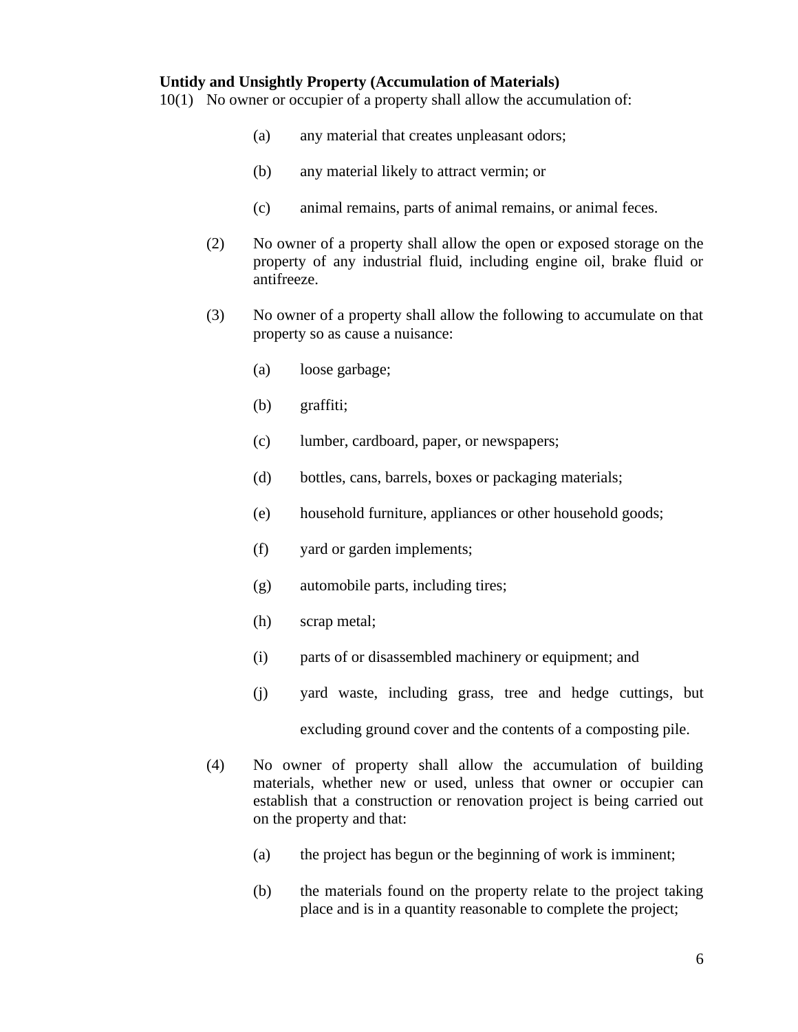**Untidy and Unsightly Property (Accumulation of Materials)**

10(1) No owner or occupier of a property shall allow the accumulation of:

> (a) any material that creates unpleasant odors;
>
> (b) any material likely to attract vermin; or
>
> (c) animal remains, parts of animal remains, or animal feces.

(2) No owner of a property shall allow the open or exposed storage on the property of any industrial fluid, including engine oil, brake fluid or antifreeze.

(3) No owner of a property shall allow the following to accumulate on that property so as cause a nuisance:

> (a) loose garbage;
>
> (b) graffiti;
>
> (c) lumber, cardboard, paper, or newspapers;
>
> (d) bottles, cans, barrels, boxes or packaging materials;
>
> (e) household furniture, appliances or other household goods;
>
> (f) yard or garden implements;
>
> (g) automobile parts, including tires;
>
> (h) scrap metal;
>
> (i) parts of or disassembled machinery or equipment; and
>
> (j) yard waste, including grass, tree and hedge cuttings, but excluding ground cover and the contents of a composting pile.

(4) No owner of property shall allow the accumulation of building materials, whether new or used, unless that owner or occupier can establish that a construction or renovation project is being carried out on the property and that:

> (a) the project has begun or the beginning of work is imminent;
>
> (b) the materials found on the property relate to the project taking place and is in a quantity reasonable to complete the project;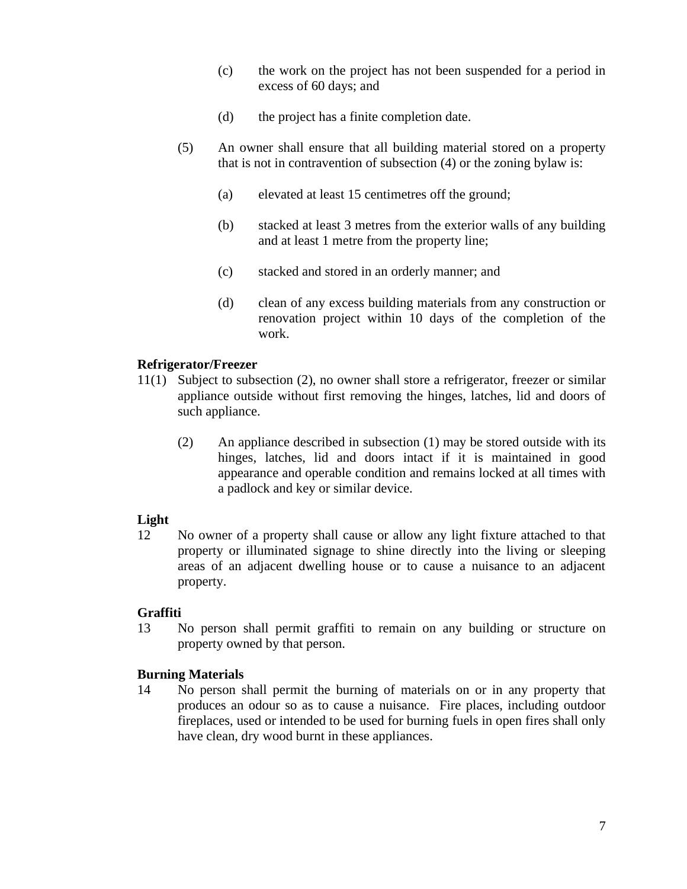(c) the work on the project has not been suspended for a period in excess of 60 days; and

(d) the project has a finite completion date.

(5) An owner shall ensure that all building material stored on a property that is not in contravention of subsection (4) or the zoning bylaw is:

(a) elevated at least 15 centimetres off the ground;

(b) stacked at least 3 metres from the exterior walls of any building and at least 1 metre from the property line;

(c) stacked and stored in an orderly manner; and

(d) clean of any excess building materials from any construction or renovation project within 10 days of the completion of the work.

**Refrigerator/Freezer**

11(1) Subject to subsection (2), no owner shall store a refrigerator, freezer or similar appliance outside without first removing the hinges, latches, lid and doors of such appliance.

(2) An appliance described in subsection (1) may be stored outside with its hinges, latches, lid and doors intact if it is maintained in good appearance and operable condition and remains locked at all times with a padlock and key or similar device.

**Light**

12 No owner of a property shall cause or allow any light fixture attached to that property or illuminated signage to shine directly into the living or sleeping areas of an adjacent dwelling house or to cause a nuisance to an adjacent property.

**Graffiti**

13 No person shall permit graffiti to remain on any building or structure on property owned by that person.

**Burning Materials**

14 No person shall permit the burning of materials on or in any property that produces an odour so as to cause a nuisance. Fire places, including outdoor fireplaces, used or intended to be used for burning fuels in open fires shall only have clean, dry wood burnt in these appliances.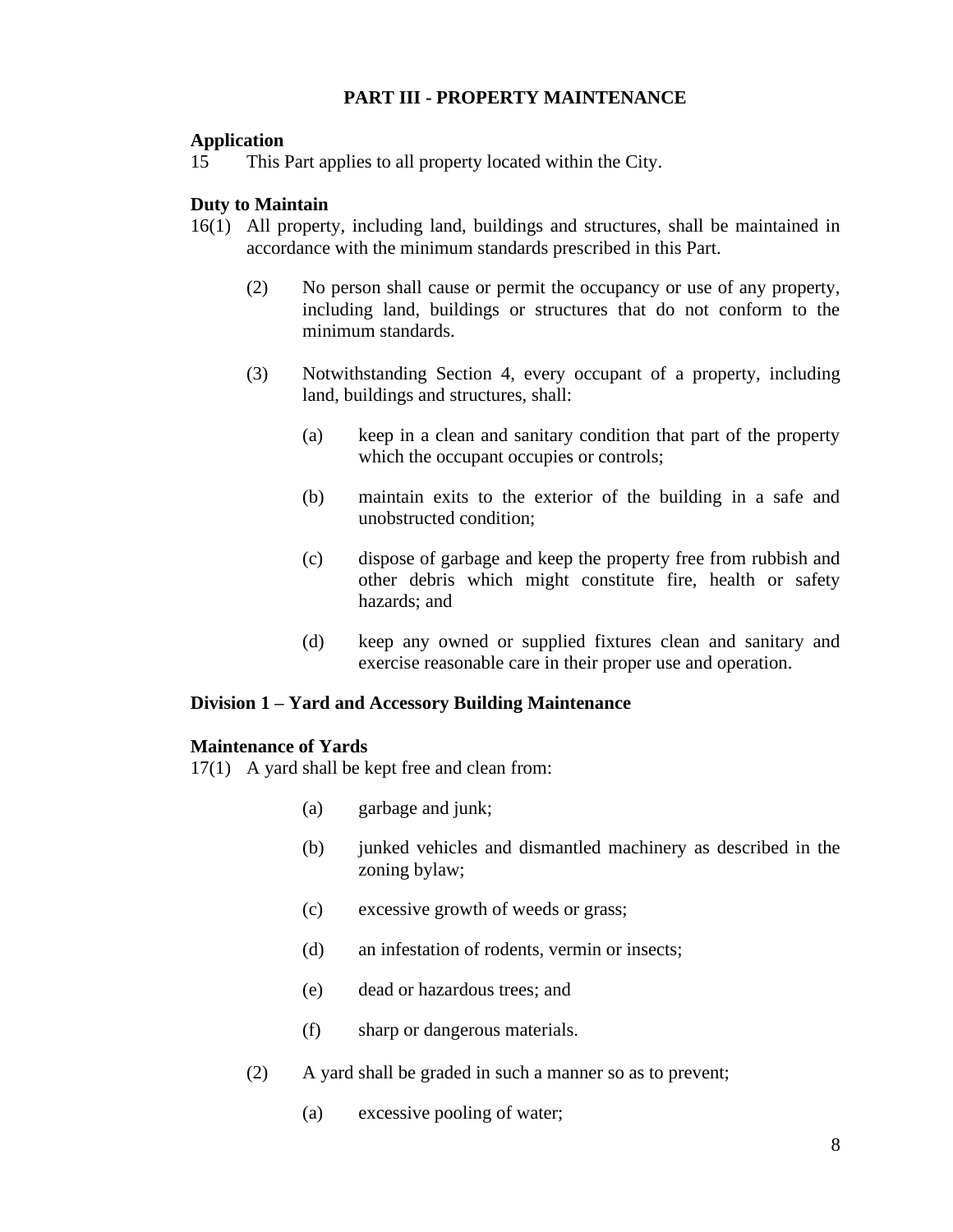## PART III - PROPERTY MAINTENANCE

**Application**

15 This Part applies to all property located within the City.

**Duty to Maintain**

16(1) All property, including land, buildings and structures, shall be maintained in accordance with the minimum standards prescribed in this Part.

(2) No person shall cause or permit the occupancy or use of any property, including land, buildings or structures that do not conform to the minimum standards.

(3) Notwithstanding Section 4, every occupant of a property, including land, buildings and structures, shall:

(a) keep in a clean and sanitary condition that part of the property which the occupant occupies or controls;

(b) maintain exits to the exterior of the building in a safe and unobstructed condition;

(c) dispose of garbage and keep the property free from rubbish and other debris which might constitute fire, health or safety hazards; and

(d) keep any owned or supplied fixtures clean and sanitary and exercise reasonable care in their proper use and operation.

**Division 1 – Yard and Accessory Building Maintenance**

**Maintenance of Yards**

17(1) A yard shall be kept free and clean from:

(a) garbage and junk;

(b) junked vehicles and dismantled machinery as described in the zoning bylaw;

(c) excessive growth of weeds or grass;

(d) an infestation of rodents, vermin or insects;

(e) dead or hazardous trees; and

(f) sharp or dangerous materials.

(2) A yard shall be graded in such a manner so as to prevent;

(a) excessive pooling of water;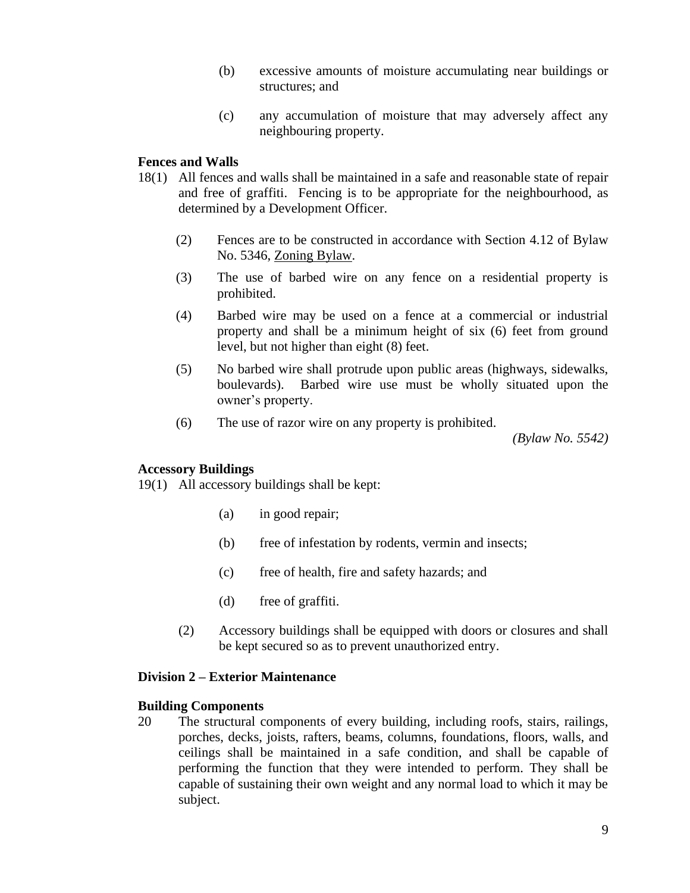(b) excessive amounts of moisture accumulating near buildings or structures; and

(c) any accumulation of moisture that may adversely affect any neighbouring property.

**Fences and Walls**

18(1) All fences and walls shall be maintained in a safe and reasonable state of repair and free of graffiti. Fencing is to be appropriate for the neighbourhood, as determined by a Development Officer.

(2) Fences are to be constructed in accordance with Section 4.12 of Bylaw No. 5346, Zoning Bylaw.

(3) The use of barbed wire on any fence on a residential property is prohibited.

(4) Barbed wire may be used on a fence at a commercial or industrial property and shall be a minimum height of six (6) feet from ground level, but not higher than eight (8) feet.

(5) No barbed wire shall protrude upon public areas (highways, sidewalks, boulevards). Barbed wire use must be wholly situated upon the owner's property.

(6) The use of razor wire on any property is prohibited.

*(Bylaw No. 5542)*

**Accessory Buildings**

19(1) All accessory buildings shall be kept:

(a) in good repair;

(b) free of infestation by rodents, vermin and insects;

(c) free of health, fire and safety hazards; and

(d) free of graffiti.

(2) Accessory buildings shall be equipped with doors or closures and shall be kept secured so as to prevent unauthorized entry.

## Division 2 – Exterior Maintenance

**Building Components**

20 The structural components of every building, including roofs, stairs, railings, porches, decks, joists, rafters, beams, columns, foundations, floors, walls, and ceilings shall be maintained in a safe condition, and shall be capable of performing the function that they were intended to perform. They shall be capable of sustaining their own weight and any normal load to which it may be subject.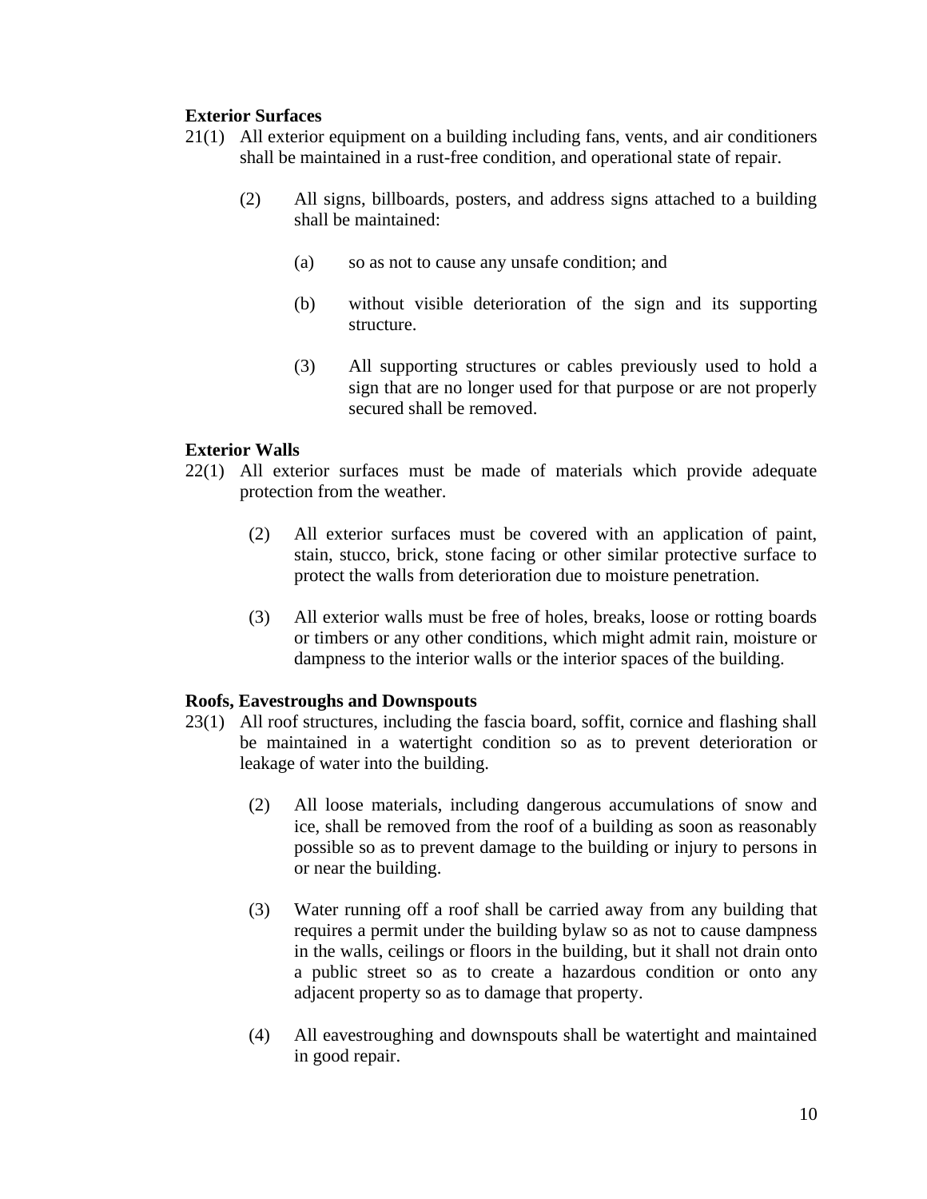**Exterior Surfaces**

21(1) All exterior equipment on a building including fans, vents, and air conditioners shall be maintained in a rust-free condition, and operational state of repair.

(2) All signs, billboards, posters, and address signs attached to a building shall be maintained:

(a) so as not to cause any unsafe condition; and

(b) without visible deterioration of the sign and its supporting structure.

(3) All supporting structures or cables previously used to hold a sign that are no longer used for that purpose or are not properly secured shall be removed.

**Exterior Walls**

22(1) All exterior surfaces must be made of materials which provide adequate protection from the weather.

(2) All exterior surfaces must be covered with an application of paint, stain, stucco, brick, stone facing or other similar protective surface to protect the walls from deterioration due to moisture penetration.

(3) All exterior walls must be free of holes, breaks, loose or rotting boards or timbers or any other conditions, which might admit rain, moisture or dampness to the interior walls or the interior spaces of the building.

**Roofs, Eavestroughs and Downspouts**

23(1) All roof structures, including the fascia board, soffit, cornice and flashing shall be maintained in a watertight condition so as to prevent deterioration or leakage of water into the building.

(2) All loose materials, including dangerous accumulations of snow and ice, shall be removed from the roof of a building as soon as reasonably possible so as to prevent damage to the building or injury to persons in or near the building.

(3) Water running off a roof shall be carried away from any building that requires a permit under the building bylaw so as not to cause dampness in the walls, ceilings or floors in the building, but it shall not drain onto a public street so as to create a hazardous condition or onto any adjacent property so as to damage that property.

(4) All eavestroughing and downspouts shall be watertight and maintained in good repair.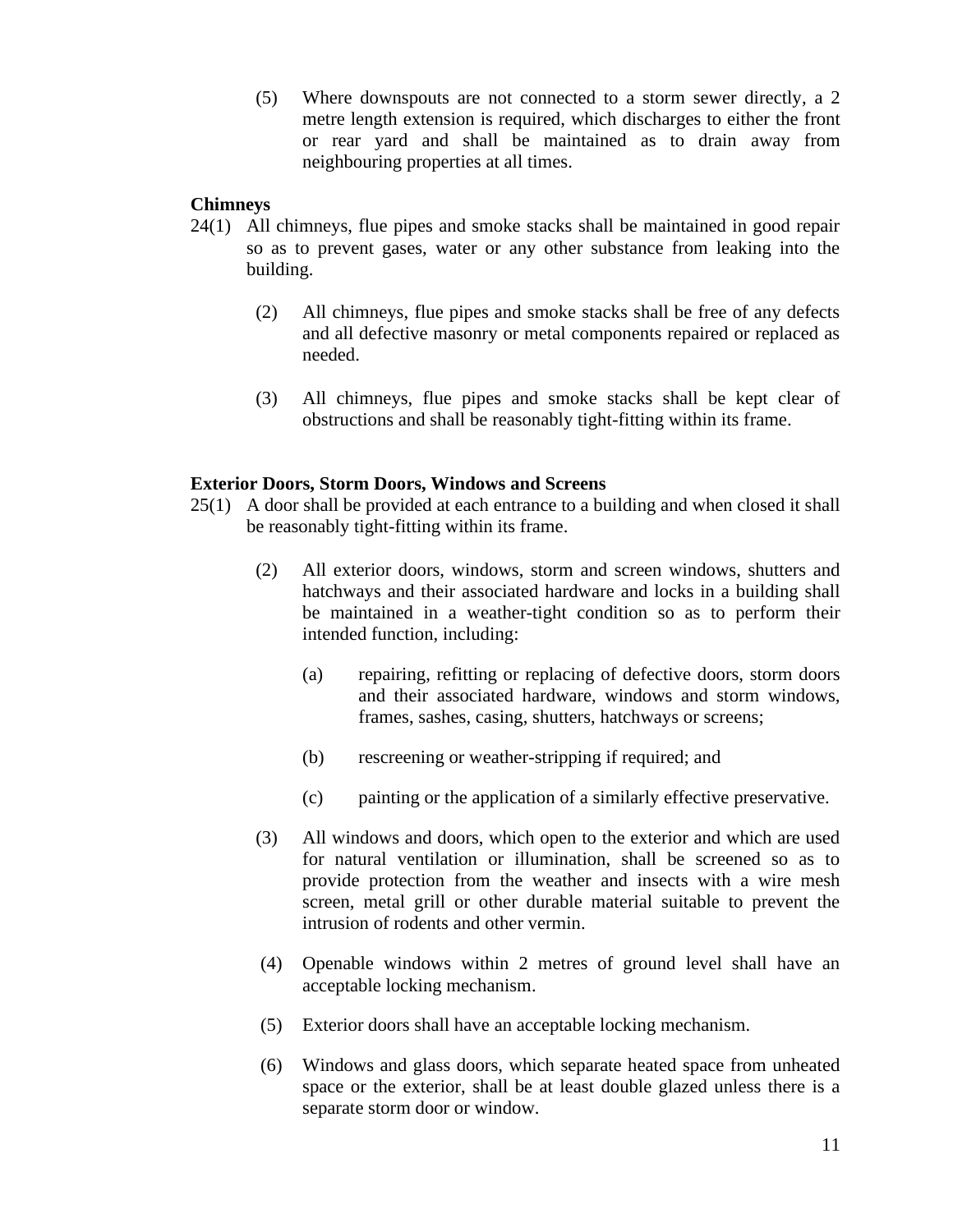(5) Where downspouts are not connected to a storm sewer directly, a 2 metre length extension is required, which discharges to either the front or rear yard and shall be maintained as to drain away from neighbouring properties at all times.

**Chimneys**

24(1) All chimneys, flue pipes and smoke stacks shall be maintained in good repair so as to prevent gases, water or any other substance from leaking into the building.

(2) All chimneys, flue pipes and smoke stacks shall be free of any defects and all defective masonry or metal components repaired or replaced as needed.

(3) All chimneys, flue pipes and smoke stacks shall be kept clear of obstructions and shall be reasonably tight-fitting within its frame.

**Exterior Doors, Storm Doors, Windows and Screens**

25(1) A door shall be provided at each entrance to a building and when closed it shall be reasonably tight-fitting within its frame.

(2) All exterior doors, windows, storm and screen windows, shutters and hatchways and their associated hardware and locks in a building shall be maintained in a weather-tight condition so as to perform their intended function, including:

(a) repairing, refitting or replacing of defective doors, storm doors and their associated hardware, windows and storm windows, frames, sashes, casing, shutters, hatchways or screens;

(b) rescreening or weather-stripping if required; and

(c) painting or the application of a similarly effective preservative.

(3) All windows and doors, which open to the exterior and which are used for natural ventilation or illumination, shall be screened so as to provide protection from the weather and insects with a wire mesh screen, metal grill or other durable material suitable to prevent the intrusion of rodents and other vermin.

(4) Openable windows within 2 metres of ground level shall have an acceptable locking mechanism.

(5) Exterior doors shall have an acceptable locking mechanism.

(6) Windows and glass doors, which separate heated space from unheated space or the exterior, shall be at least double glazed unless there is a separate storm door or window.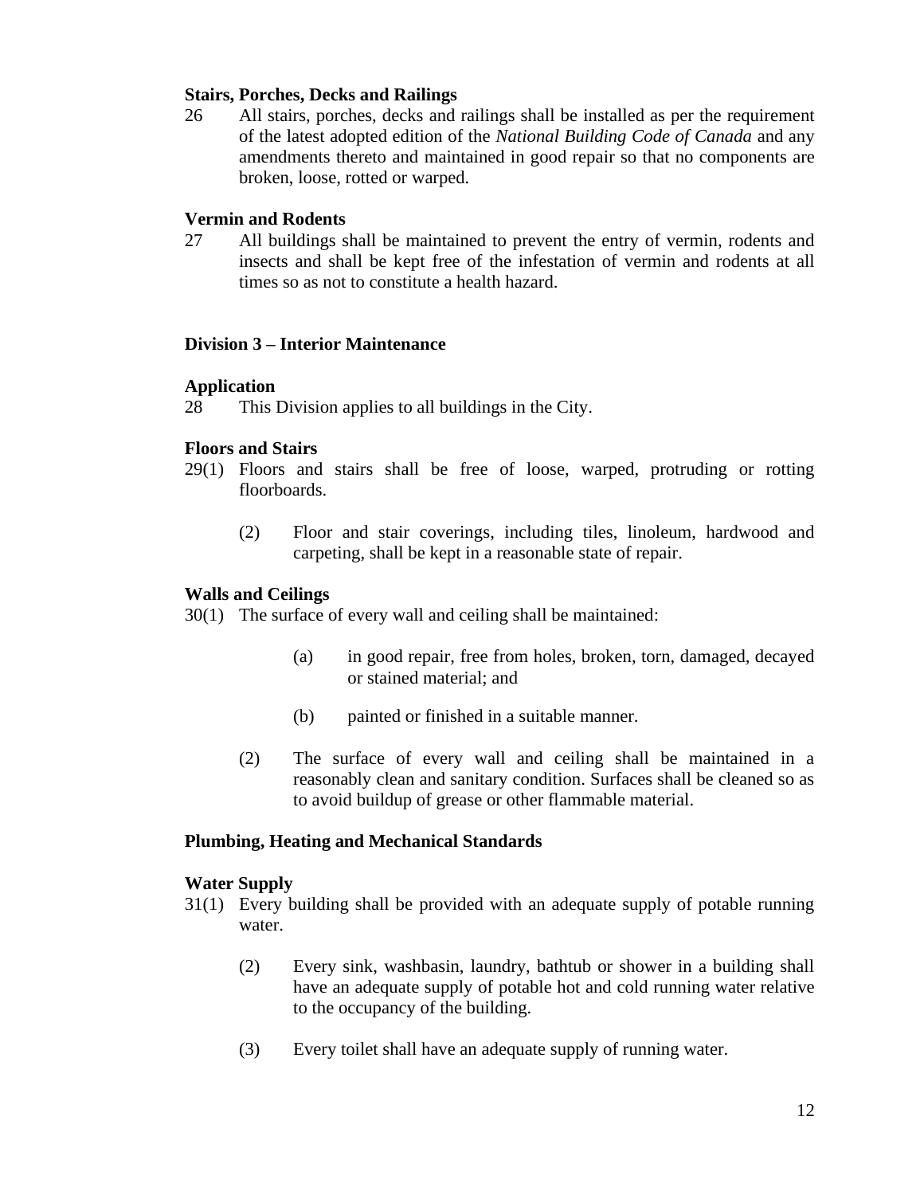**Stairs, Porches, Decks and Railings**

26 All stairs, porches, decks and railings shall be installed as per the requirement of the latest adopted edition of the *National Building Code of Canada* and any amendments thereto and maintained in good repair so that no components are broken, loose, rotted or warped.

**Vermin and Rodents**

27 All buildings shall be maintained to prevent the entry of vermin, rodents and insects and shall be kept free of the infestation of vermin and rodents at all times so as not to constitute a health hazard.

## Division 3 – Interior Maintenance

**Application**

28 This Division applies to all buildings in the City.

**Floors and Stairs**

29(1) Floors and stairs shall be free of loose, warped, protruding or rotting floorboards.

(2) Floor and stair coverings, including tiles, linoleum, hardwood and carpeting, shall be kept in a reasonable state of repair.

**Walls and Ceilings**

30(1) The surface of every wall and ceiling shall be maintained:

(a) in good repair, free from holes, broken, torn, damaged, decayed or stained material; and

(b) painted or finished in a suitable manner.

(2) The surface of every wall and ceiling shall be maintained in a reasonably clean and sanitary condition. Surfaces shall be cleaned so as to avoid buildup of grease or other flammable material.

**Plumbing, Heating and Mechanical Standards**

**Water Supply**

31(1) Every building shall be provided with an adequate supply of potable running water.

(2) Every sink, washbasin, laundry, bathtub or shower in a building shall have an adequate supply of potable hot and cold running water relative to the occupancy of the building.

(3) Every toilet shall have an adequate supply of running water.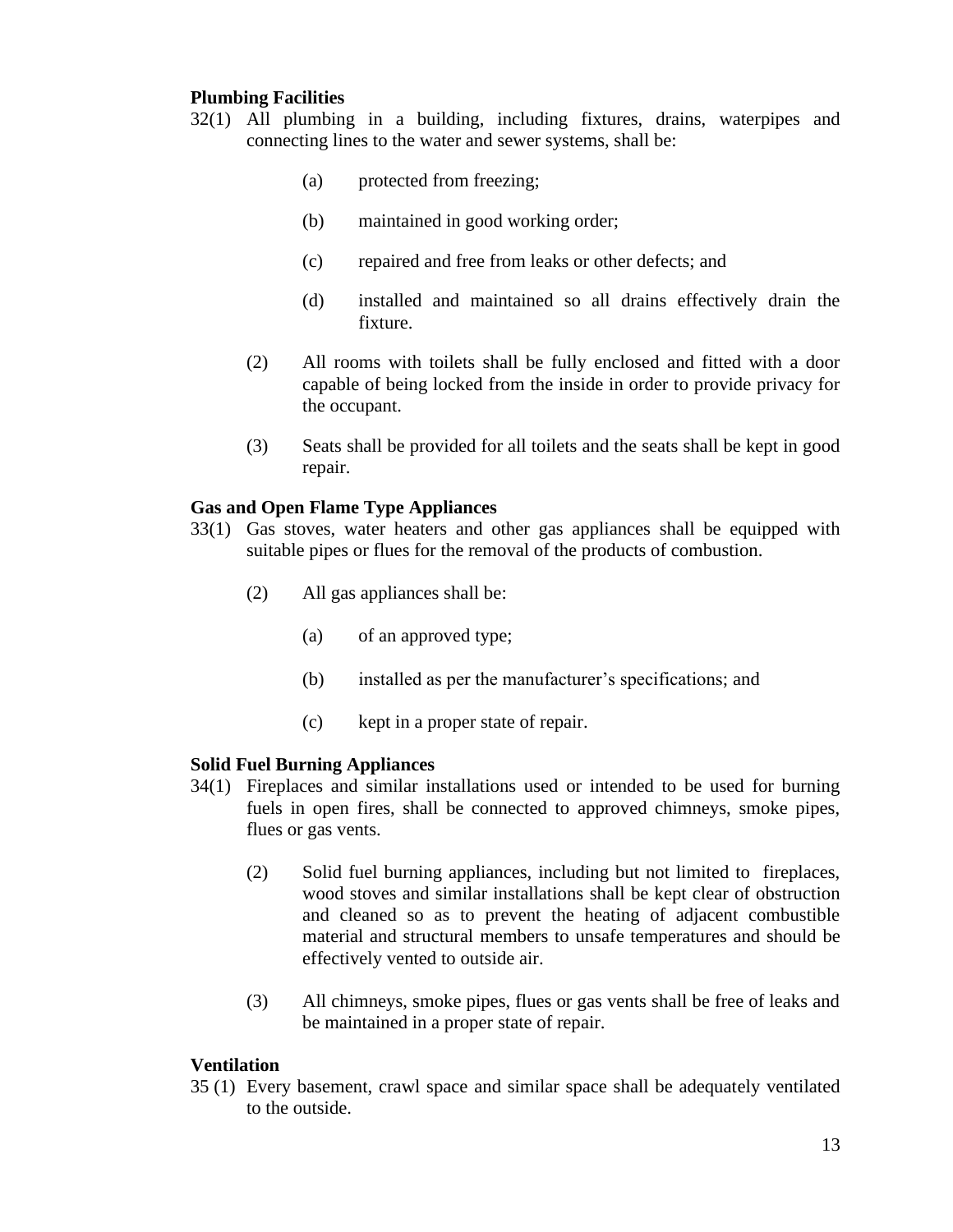**Plumbing Facilities**

32(1) All plumbing in a building, including fixtures, drains, waterpipes and connecting lines to the water and sewer systems, shall be:

(a) protected from freezing;

(b) maintained in good working order;

(c) repaired and free from leaks or other defects; and

(d) installed and maintained so all drains effectively drain the fixture.

(2) All rooms with toilets shall be fully enclosed and fitted with a door capable of being locked from the inside in order to provide privacy for the occupant.

(3) Seats shall be provided for all toilets and the seats shall be kept in good repair.

**Gas and Open Flame Type Appliances**

33(1) Gas stoves, water heaters and other gas appliances shall be equipped with suitable pipes or flues for the removal of the products of combustion.

(2) All gas appliances shall be:

(a) of an approved type;

(b) installed as per the manufacturer's specifications; and

(c) kept in a proper state of repair.

**Solid Fuel Burning Appliances**

34(1) Fireplaces and similar installations used or intended to be used for burning fuels in open fires, shall be connected to approved chimneys, smoke pipes, flues or gas vents.

(2) Solid fuel burning appliances, including but not limited to fireplaces, wood stoves and similar installations shall be kept clear of obstruction and cleaned so as to prevent the heating of adjacent combustible material and structural members to unsafe temperatures and should be effectively vented to outside air.

(3) All chimneys, smoke pipes, flues or gas vents shall be free of leaks and be maintained in a proper state of repair.

**Ventilation**

35 (1) Every basement, crawl space and similar space shall be adequately ventilated to the outside.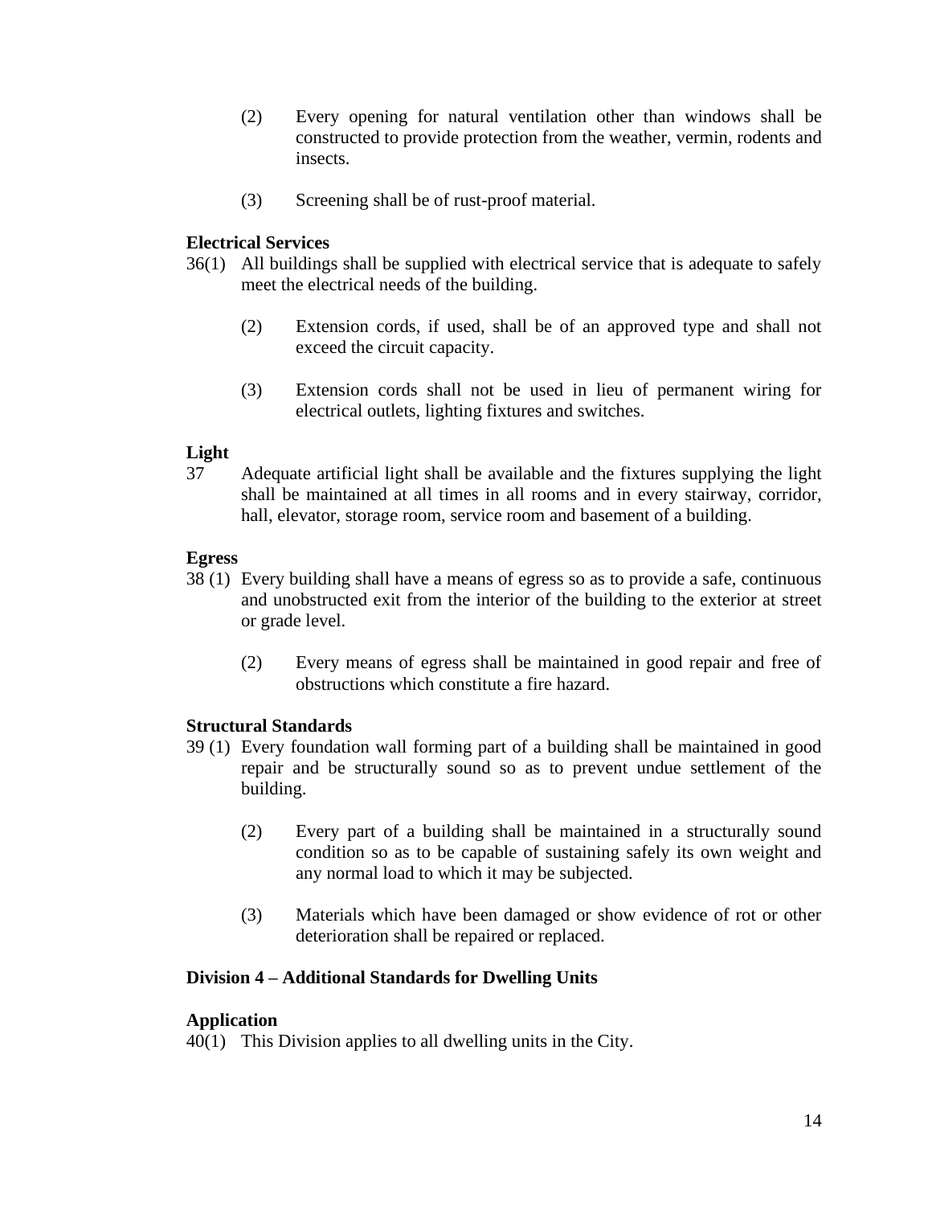(2) Every opening for natural ventilation other than windows shall be constructed to provide protection from the weather, vermin, rodents and insects.

(3) Screening shall be of rust-proof material.

**Electrical Services**

36(1) All buildings shall be supplied with electrical service that is adequate to safely meet the electrical needs of the building.

(2) Extension cords, if used, shall be of an approved type and shall not exceed the circuit capacity.

(3) Extension cords shall not be used in lieu of permanent wiring for electrical outlets, lighting fixtures and switches.

**Light**

37 Adequate artificial light shall be available and the fixtures supplying the light shall be maintained at all times in all rooms and in every stairway, corridor, hall, elevator, storage room, service room and basement of a building.

**Egress**

38 (1) Every building shall have a means of egress so as to provide a safe, continuous and unobstructed exit from the interior of the building to the exterior at street or grade level.

(2) Every means of egress shall be maintained in good repair and free of obstructions which constitute a fire hazard.

**Structural Standards**

39 (1) Every foundation wall forming part of a building shall be maintained in good repair and be structurally sound so as to prevent undue settlement of the building.

(2) Every part of a building shall be maintained in a structurally sound condition so as to be capable of sustaining safely its own weight and any normal load to which it may be subjected.

(3) Materials which have been damaged or show evidence of rot or other deterioration shall be repaired or replaced.

**Division 4 – Additional Standards for Dwelling Units**

**Application**

40(1) This Division applies to all dwelling units in the City.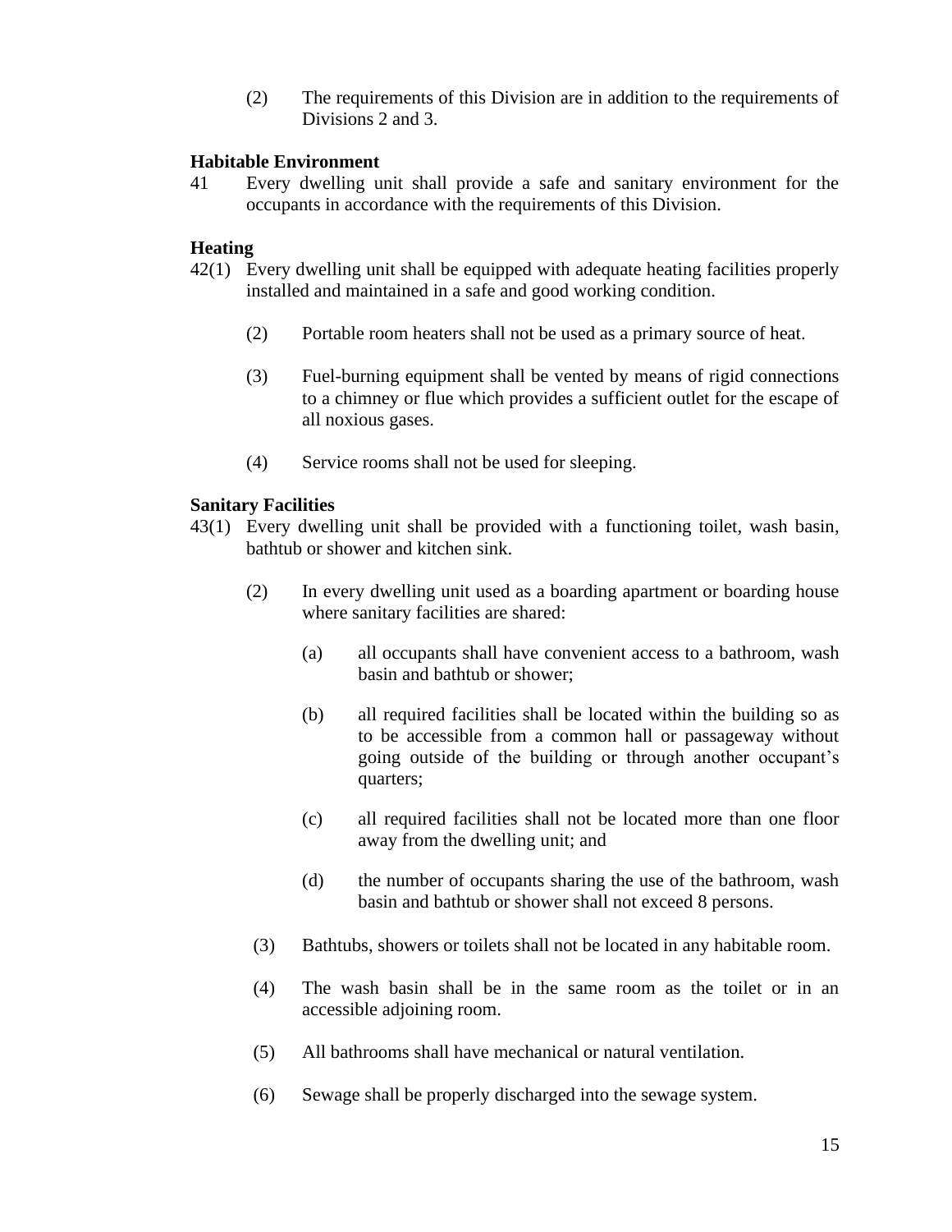(2) The requirements of this Division are in addition to the requirements of Divisions 2 and 3.

**Habitable Environment**

41 Every dwelling unit shall provide a safe and sanitary environment for the occupants in accordance with the requirements of this Division.

**Heating**

42(1) Every dwelling unit shall be equipped with adequate heating facilities properly installed and maintained in a safe and good working condition.

(2) Portable room heaters shall not be used as a primary source of heat.

(3) Fuel-burning equipment shall be vented by means of rigid connections to a chimney or flue which provides a sufficient outlet for the escape of all noxious gases.

(4) Service rooms shall not be used for sleeping.

**Sanitary Facilities**

43(1) Every dwelling unit shall be provided with a functioning toilet, wash basin, bathtub or shower and kitchen sink.

(2) In every dwelling unit used as a boarding apartment or boarding house where sanitary facilities are shared:

(a) all occupants shall have convenient access to a bathroom, wash basin and bathtub or shower;

(b) all required facilities shall be located within the building so as to be accessible from a common hall or passageway without going outside of the building or through another occupant's quarters;

(c) all required facilities shall not be located more than one floor away from the dwelling unit; and

(d) the number of occupants sharing the use of the bathroom, wash basin and bathtub or shower shall not exceed 8 persons.

(3) Bathtubs, showers or toilets shall not be located in any habitable room.

(4) The wash basin shall be in the same room as the toilet or in an accessible adjoining room.

(5) All bathrooms shall have mechanical or natural ventilation.

(6) Sewage shall be properly discharged into the sewage system.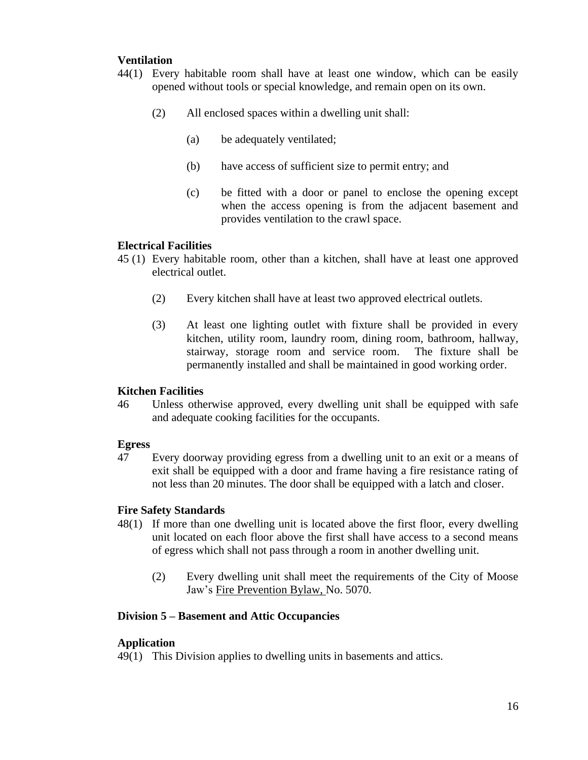**Ventilation**

44(1) Every habitable room shall have at least one window, which can be easily opened without tools or special knowledge, and remain open on its own.

(2) All enclosed spaces within a dwelling unit shall:

(a) be adequately ventilated;

(b) have access of sufficient size to permit entry; and

(c) be fitted with a door or panel to enclose the opening except when the access opening is from the adjacent basement and provides ventilation to the crawl space.

**Electrical Facilities**

45 (1) Every habitable room, other than a kitchen, shall have at least one approved electrical outlet.

(2) Every kitchen shall have at least two approved electrical outlets.

(3) At least one lighting outlet with fixture shall be provided in every kitchen, utility room, laundry room, dining room, bathroom, hallway, stairway, storage room and service room. The fixture shall be permanently installed and shall be maintained in good working order.

**Kitchen Facilities**

46 Unless otherwise approved, every dwelling unit shall be equipped with safe and adequate cooking facilities for the occupants.

**Egress**

47 Every doorway providing egress from a dwelling unit to an exit or a means of exit shall be equipped with a door and frame having a fire resistance rating of not less than 20 minutes. The door shall be equipped with a latch and closer.

**Fire Safety Standards**

48(1) If more than one dwelling unit is located above the first floor, every dwelling unit located on each floor above the first shall have access to a second means of egress which shall not pass through a room in another dwelling unit.

(2) Every dwelling unit shall meet the requirements of the City of Moose Jaw's Fire Prevention Bylaw, No. 5070.

**Division 5 – Basement and Attic Occupancies**

**Application**

49(1) This Division applies to dwelling units in basements and attics.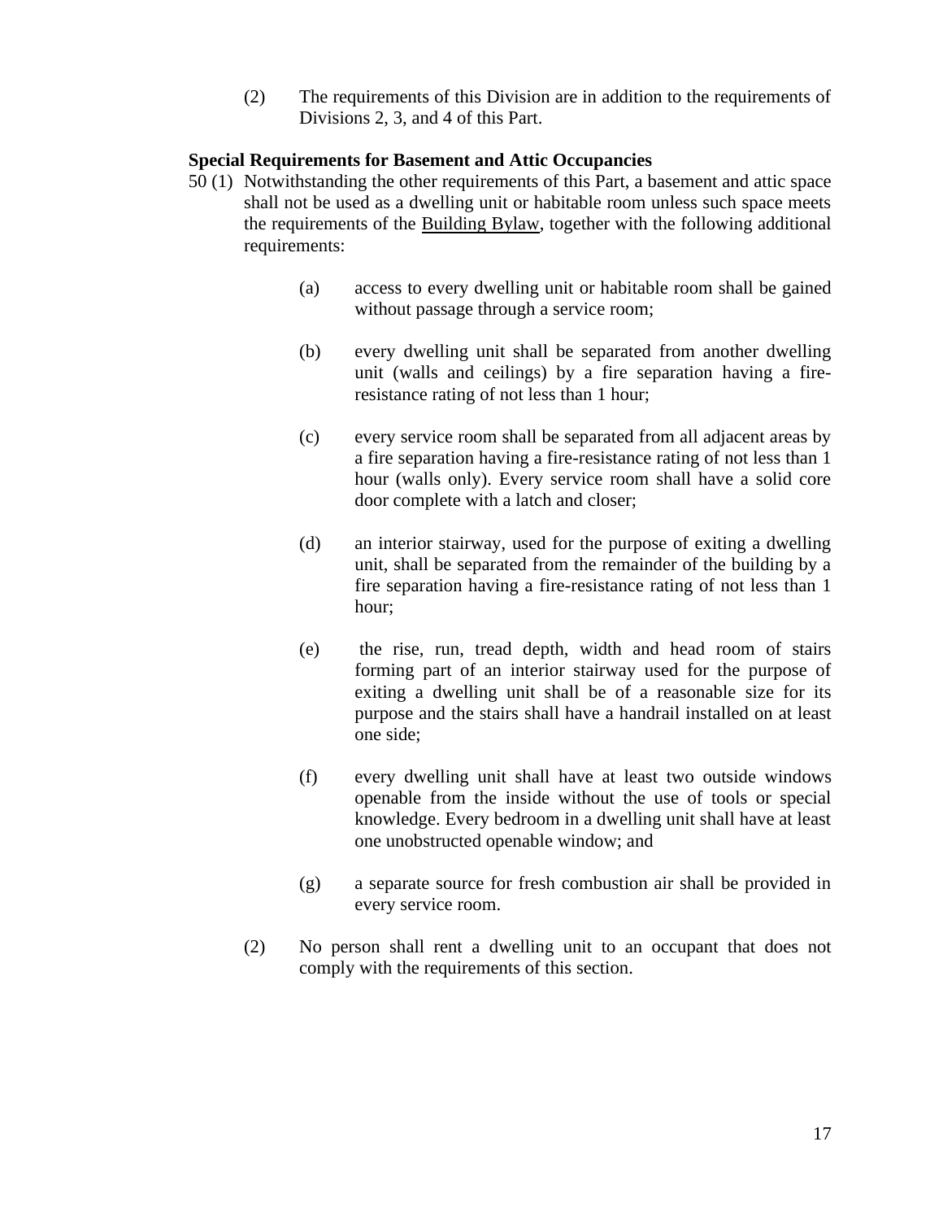(2) The requirements of this Division are in addition to the requirements of Divisions 2, 3, and 4 of this Part.

**Special Requirements for Basement and Attic Occupancies**

50 (1) Notwithstanding the other requirements of this Part, a basement and attic space shall not be used as a dwelling unit or habitable room unless such space meets the requirements of the <u>Building Bylaw</u>, together with the following additional requirements:

> (a) access to every dwelling unit or habitable room shall be gained without passage through a service room;
>
> (b) every dwelling unit shall be separated from another dwelling unit (walls and ceilings) by a fire separation having a fire-resistance rating of not less than 1 hour;
>
> (c) every service room shall be separated from all adjacent areas by a fire separation having a fire-resistance rating of not less than 1 hour (walls only). Every service room shall have a solid core door complete with a latch and closer;
>
> (d) an interior stairway, used for the purpose of exiting a dwelling unit, shall be separated from the remainder of the building by a fire separation having a fire-resistance rating of not less than 1 hour;
>
> (e) the rise, run, tread depth, width and head room of stairs forming part of an interior stairway used for the purpose of exiting a dwelling unit shall be of a reasonable size for its purpose and the stairs shall have a handrail installed on at least one side;
>
> (f) every dwelling unit shall have at least two outside windows openable from the inside without the use of tools or special knowledge. Every bedroom in a dwelling unit shall have at least one unobstructed openable window; and
>
> (g) a separate source for fresh combustion air shall be provided in every service room.

(2) No person shall rent a dwelling unit to an occupant that does not comply with the requirements of this section.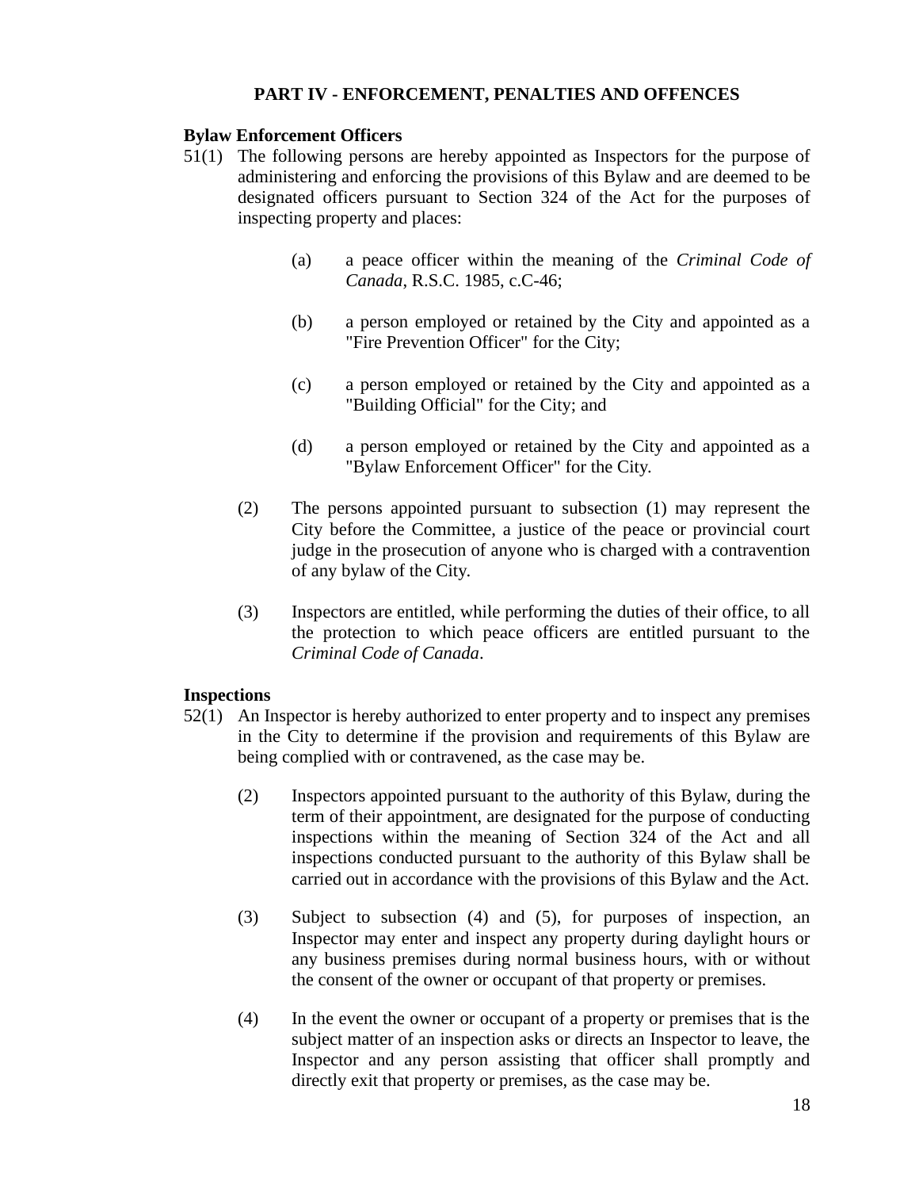## PART IV - ENFORCEMENT, PENALTIES AND OFFENCES

**Bylaw Enforcement Officers**

51(1) The following persons are hereby appointed as Inspectors for the purpose of administering and enforcing the provisions of this Bylaw and are deemed to be designated officers pursuant to Section 324 of the Act for the purposes of inspecting property and places:

(a) a peace officer within the meaning of the *Criminal Code of Canada*, R.S.C. 1985, c.C-46;

(b) a person employed or retained by the City and appointed as a "Fire Prevention Officer" for the City;

(c) a person employed or retained by the City and appointed as a "Building Official" for the City; and

(d) a person employed or retained by the City and appointed as a "Bylaw Enforcement Officer" for the City.

(2) The persons appointed pursuant to subsection (1) may represent the City before the Committee, a justice of the peace or provincial court judge in the prosecution of anyone who is charged with a contravention of any bylaw of the City.

(3) Inspectors are entitled, while performing the duties of their office, to all the protection to which peace officers are entitled pursuant to the *Criminal Code of Canada*.

**Inspections**

52(1) An Inspector is hereby authorized to enter property and to inspect any premises in the City to determine if the provision and requirements of this Bylaw are being complied with or contravened, as the case may be.

(2) Inspectors appointed pursuant to the authority of this Bylaw, during the term of their appointment, are designated for the purpose of conducting inspections within the meaning of Section 324 of the Act and all inspections conducted pursuant to the authority of this Bylaw shall be carried out in accordance with the provisions of this Bylaw and the Act.

(3) Subject to subsection (4) and (5), for purposes of inspection, an Inspector may enter and inspect any property during daylight hours or any business premises during normal business hours, with or without the consent of the owner or occupant of that property or premises.

(4) In the event the owner or occupant of a property or premises that is the subject matter of an inspection asks or directs an Inspector to leave, the Inspector and any person assisting that officer shall promptly and directly exit that property or premises, as the case may be.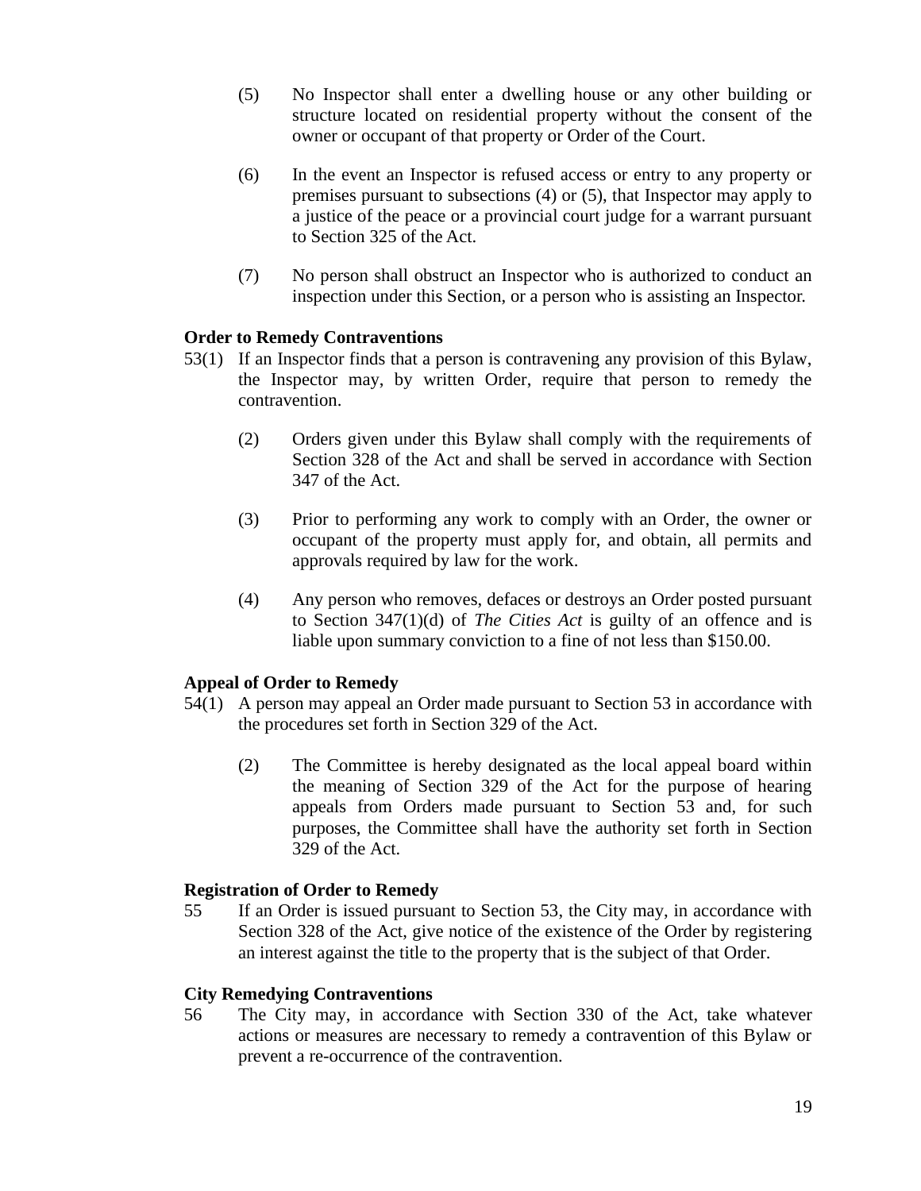(5) No Inspector shall enter a dwelling house or any other building or structure located on residential property without the consent of the owner or occupant of that property or Order of the Court.

(6) In the event an Inspector is refused access or entry to any property or premises pursuant to subsections (4) or (5), that Inspector may apply to a justice of the peace or a provincial court judge for a warrant pursuant to Section 325 of the Act.

(7) No person shall obstruct an Inspector who is authorized to conduct an inspection under this Section, or a person who is assisting an Inspector.

**Order to Remedy Contraventions**

53(1) If an Inspector finds that a person is contravening any provision of this Bylaw, the Inspector may, by written Order, require that person to remedy the contravention.

(2) Orders given under this Bylaw shall comply with the requirements of Section 328 of the Act and shall be served in accordance with Section 347 of the Act.

(3) Prior to performing any work to comply with an Order, the owner or occupant of the property must apply for, and obtain, all permits and approvals required by law for the work.

(4) Any person who removes, defaces or destroys an Order posted pursuant to Section 347(1)(d) of *The Cities Act* is guilty of an offence and is liable upon summary conviction to a fine of not less than $150.00.

**Appeal of Order to Remedy**

54(1) A person may appeal an Order made pursuant to Section 53 in accordance with the procedures set forth in Section 329 of the Act.

(2) The Committee is hereby designated as the local appeal board within the meaning of Section 329 of the Act for the purpose of hearing appeals from Orders made pursuant to Section 53 and, for such purposes, the Committee shall have the authority set forth in Section 329 of the Act.

**Registration of Order to Remedy**

55 If an Order is issued pursuant to Section 53, the City may, in accordance with Section 328 of the Act, give notice of the existence of the Order by registering an interest against the title to the property that is the subject of that Order.

**City Remedying Contraventions**

56 The City may, in accordance with Section 330 of the Act, take whatever actions or measures are necessary to remedy a contravention of this Bylaw or prevent a re-occurrence of the contravention.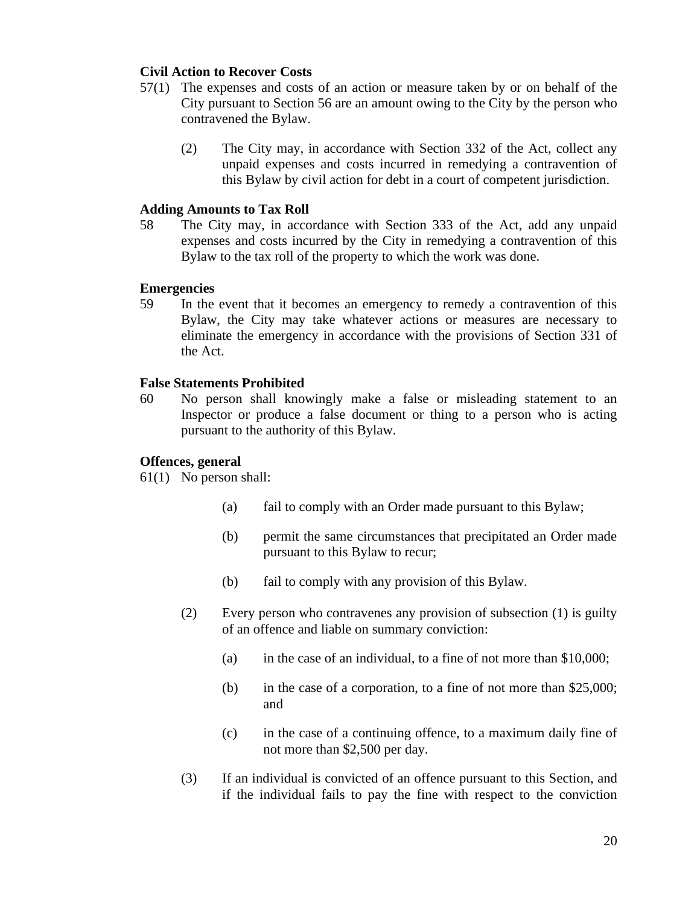**Civil Action to Recover Costs**

57(1) The expenses and costs of an action or measure taken by or on behalf of the City pursuant to Section 56 are an amount owing to the City by the person who contravened the Bylaw.

(2) The City may, in accordance with Section 332 of the Act, collect any unpaid expenses and costs incurred in remedying a contravention of this Bylaw by civil action for debt in a court of competent jurisdiction.

**Adding Amounts to Tax Roll**

58 The City may, in accordance with Section 333 of the Act, add any unpaid expenses and costs incurred by the City in remedying a contravention of this Bylaw to the tax roll of the property to which the work was done.

**Emergencies**

59 In the event that it becomes an emergency to remedy a contravention of this Bylaw, the City may take whatever actions or measures are necessary to eliminate the emergency in accordance with the provisions of Section 331 of the Act.

**False Statements Prohibited**

60 No person shall knowingly make a false or misleading statement to an Inspector or produce a false document or thing to a person who is acting pursuant to the authority of this Bylaw.

**Offences, general**

61(1) No person shall:

(a) fail to comply with an Order made pursuant to this Bylaw;

(b) permit the same circumstances that precipitated an Order made pursuant to this Bylaw to recur;

(b) fail to comply with any provision of this Bylaw.

(2) Every person who contravenes any provision of subsection (1) is guilty of an offence and liable on summary conviction:

(a) in the case of an individual, to a fine of not more than $10,000;

(b) in the case of a corporation, to a fine of not more than $25,000; and

(c) in the case of a continuing offence, to a maximum daily fine of not more than $2,500 per day.

(3) If an individual is convicted of an offence pursuant to this Section, and if the individual fails to pay the fine with respect to the conviction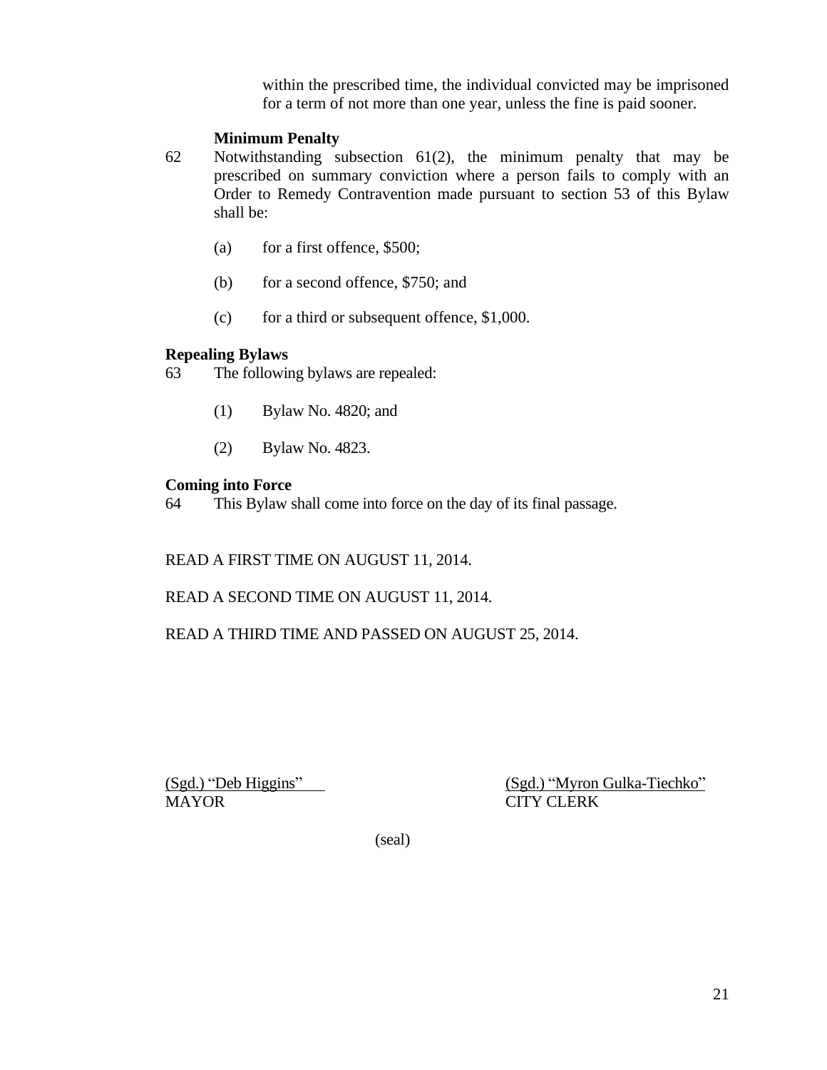within the prescribed time, the individual convicted may be imprisoned for a term of not more than one year, unless the fine is paid sooner.

**Minimum Penalty**

62 Notwithstanding subsection 61(2), the minimum penalty that may be prescribed on summary conviction where a person fails to comply with an Order to Remedy Contravention made pursuant to section 53 of this Bylaw shall be:

(a) for a first offence, $500;

(b) for a second offence, $750; and

(c) for a third or subsequent offence, $1,000.

**Repealing Bylaws**

63 The following bylaws are repealed:

(1) Bylaw No. 4820; and

(2) Bylaw No. 4823.

**Coming into Force**

64 This Bylaw shall come into force on the day of its final passage.

READ A FIRST TIME ON AUGUST 11, 2014.

READ A SECOND TIME ON AUGUST 11, 2014.

READ A THIRD TIME AND PASSED ON AUGUST 25, 2014.

(Sgd.) "Deb Higgins"
MAYOR

(Sgd.) "Myron Gulka-Tiechko"
CITY CLERK

(seal)